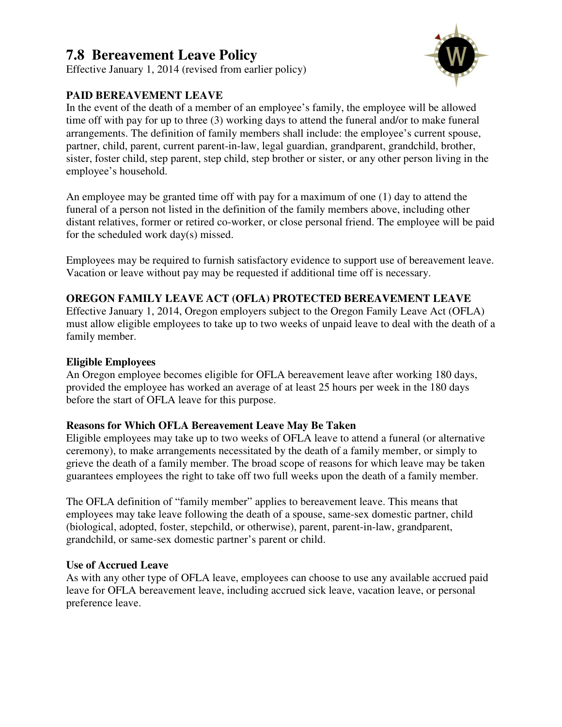# 7.8 Bereavement Leave Policy

Effective January 1, 2014 (revised from earlier policy)

**PAID BEREAVEMENT LEAVE**

In the event of the death of a member of an employee's family, the employee will be allowed time off with pay for up to three (3) working days to attend the funeral and/or to make funeral arrangements. The definition of family members shall include: the employee's current spouse, partner, child, parent, current parent-in-law, legal guardian, grandparent, grandchild, brother, sister, foster child, step parent, step child, step brother or sister, or any other person living in the employee's household.

An employee may be granted time off with pay for a maximum of one (1) day to attend the funeral of a person not listed in the definition of the family members above, including other distant relatives, former or retired co-worker, or close personal friend. The employee will be paid for the scheduled work day(s) missed.

Employees may be required to furnish satisfactory evidence to support use of bereavement leave. Vacation or leave without pay may be requested if additional time off is necessary.

**OREGON FAMILY LEAVE ACT (OFLA) PROTECTED BEREAVEMENT LEAVE**

Effective January 1, 2014, Oregon employers subject to the Oregon Family Leave Act (OFLA) must allow eligible employees to take up to two weeks of unpaid leave to deal with the death of a family member.

**Eligible Employees**

An Oregon employee becomes eligible for OFLA bereavement leave after working 180 days, provided the employee has worked an average of at least 25 hours per week in the 180 days before the start of OFLA leave for this purpose.

**Reasons for Which OFLA Bereavement Leave May Be Taken**

Eligible employees may take up to two weeks of OFLA leave to attend a funeral (or alternative ceremony), to make arrangements necessitated by the death of a family member, or simply to grieve the death of a family member. The broad scope of reasons for which leave may be taken guarantees employees the right to take off two full weeks upon the death of a family member.

The OFLA definition of "family member" applies to bereavement leave. This means that employees may take leave following the death of a spouse, same-sex domestic partner, child (biological, adopted, foster, stepchild, or otherwise), parent, parent-in-law, grandparent, grandchild, or same-sex domestic partner's parent or child.

**Use of Accrued Leave**

As with any other type of OFLA leave, employees can choose to use any available accrued paid leave for OFLA bereavement leave, including accrued sick leave, vacation leave, or personal preference leave.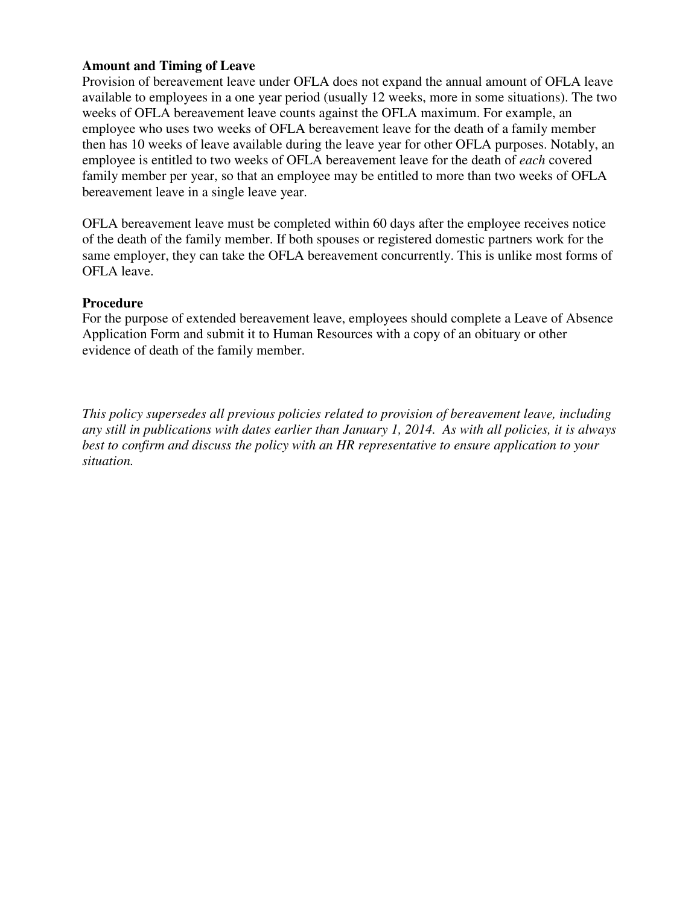**Amount and Timing of Leave**

Provision of bereavement leave under OFLA does not expand the annual amount of OFLA leave available to employees in a one year period (usually 12 weeks, more in some situations). The two weeks of OFLA bereavement leave counts against the OFLA maximum. For example, an employee who uses two weeks of OFLA bereavement leave for the death of a family member then has 10 weeks of leave available during the leave year for other OFLA purposes. Notably, an employee is entitled to two weeks of OFLA bereavement leave for the death of *each* covered family member per year, so that an employee may be entitled to more than two weeks of OFLA bereavement leave in a single leave year.

OFLA bereavement leave must be completed within 60 days after the employee receives notice of the death of the family member. If both spouses or registered domestic partners work for the same employer, they can take the OFLA bereavement concurrently. This is unlike most forms of OFLA leave.

**Procedure**

For the purpose of extended bereavement leave, employees should complete a Leave of Absence Application Form and submit it to Human Resources with a copy of an obituary or other evidence of death of the family member.

*This policy supersedes all previous policies related to provision of bereavement leave, including any still in publications with dates earlier than January 1, 2014. As with all policies, it is always best to confirm and discuss the policy with an HR representative to ensure application to your situation.*